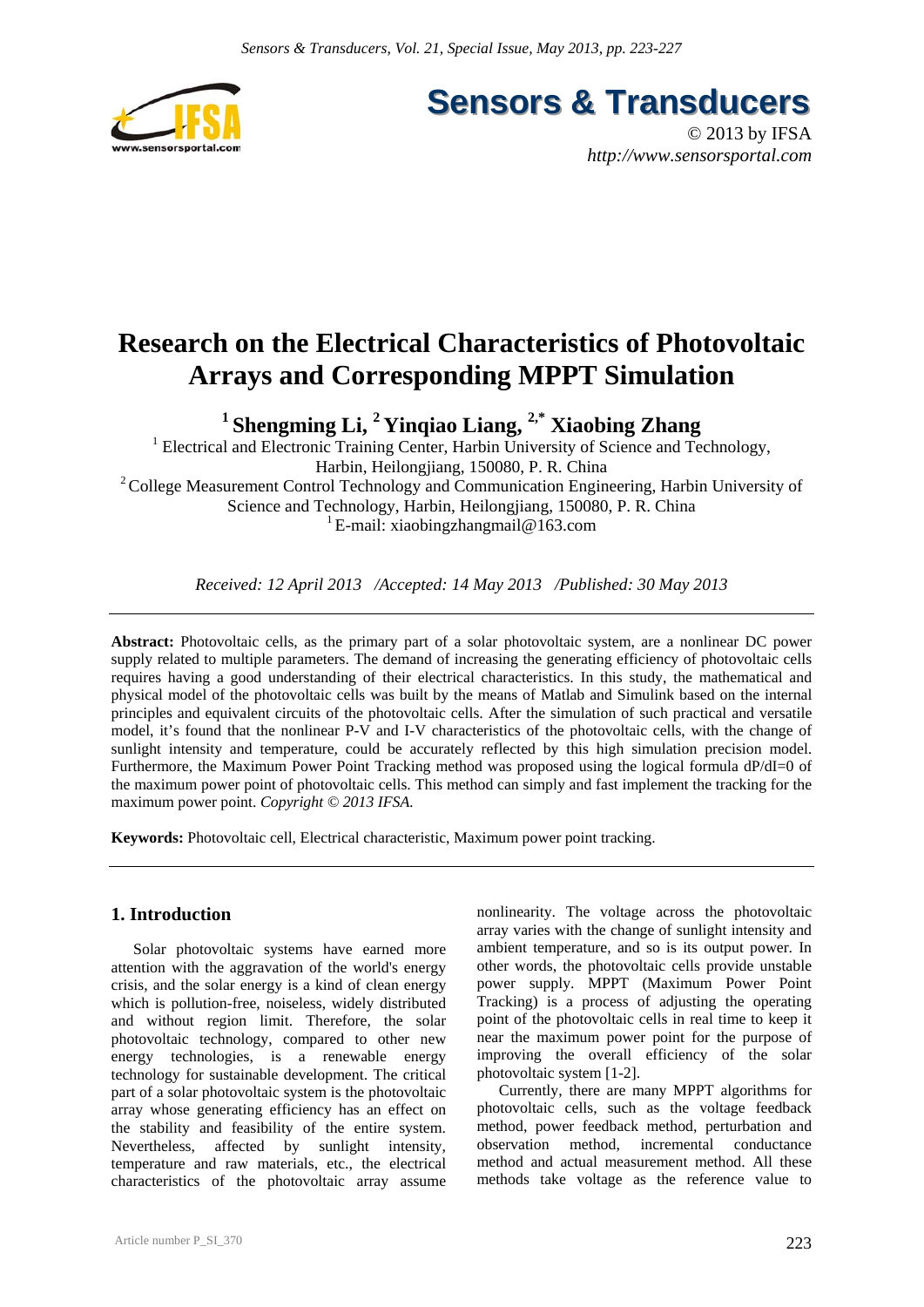# Research on the Electrical Characteristics of Photovoltaic Arrays and Corresponding MPPT Simulation

**[1] Shengming Li, [2] Yinqiao Liang, [2,*] Xiaobing Zhang**

[1] Electrical and Electronic Training Center, Harbin University of Science and Technology, Harbin, Heilongjiang, 150080, P. R. China

[2] College Measurement Control Technology and Communication Engineering, Harbin University of Science and Technology, Harbin, Heilongjiang, 150080, P. R. China

[1] E-mail: xiaobingzhangmail@163.com

*Received: 12 April 2013 /Accepted: 14 May 2013 /Published: 30 May 2013*

**Abstract:** Photovoltaic cells, as the primary part of a solar photovoltaic system, are a nonlinear DC power supply related to multiple parameters. The demand of increasing the generating efficiency of photovoltaic cells requires having a good understanding of their electrical characteristics. In this study, the mathematical and physical model of the photovoltaic cells was built by the means of Matlab and Simulink based on the internal principles and equivalent circuits of the photovoltaic cells. After the simulation of such practical and versatile model, it's found that the nonlinear P-V and I-V characteristics of the photovoltaic cells, with the change of sunlight intensity and temperature, could be accurately reflected by this high simulation precision model. Furthermore, the Maximum Power Point Tracking method was proposed using the logical formula dP/dI=0 of the maximum power point of photovoltaic cells. This method can simply and fast implement the tracking for the maximum power point. *Copyright © 2013 IFSA.*

**Keywords:** Photovoltaic cell, Electrical characteristic, Maximum power point tracking.

## 1. Introduction

Solar photovoltaic systems have earned more attention with the aggravation of the world's energy crisis, and the solar energy is a kind of clean energy which is pollution-free, noiseless, widely distributed and without region limit. Therefore, the solar photovoltaic technology, compared to other new energy technologies, is a renewable energy technology for sustainable development. The critical part of a solar photovoltaic system is the photovoltaic array whose generating efficiency has an effect on the stability and feasibility of the entire system. Nevertheless, affected by sunlight intensity, temperature and raw materials, etc., the electrical characteristics of the photovoltaic array assume nonlinearity. The voltage across the photovoltaic array varies with the change of sunlight intensity and ambient temperature, and so is its output power. In other words, the photovoltaic cells provide unstable power supply. MPPT (Maximum Power Point Tracking) is a process of adjusting the operating point of the photovoltaic cells in real time to keep it near the maximum power point for the purpose of improving the overall efficiency of the solar photovoltaic system [1-2].

Currently, there are many MPPT algorithms for photovoltaic cells, such as the voltage feedback method, power feedback method, perturbation and observation method, incremental conductance method and actual measurement method. All these methods take voltage as the reference value to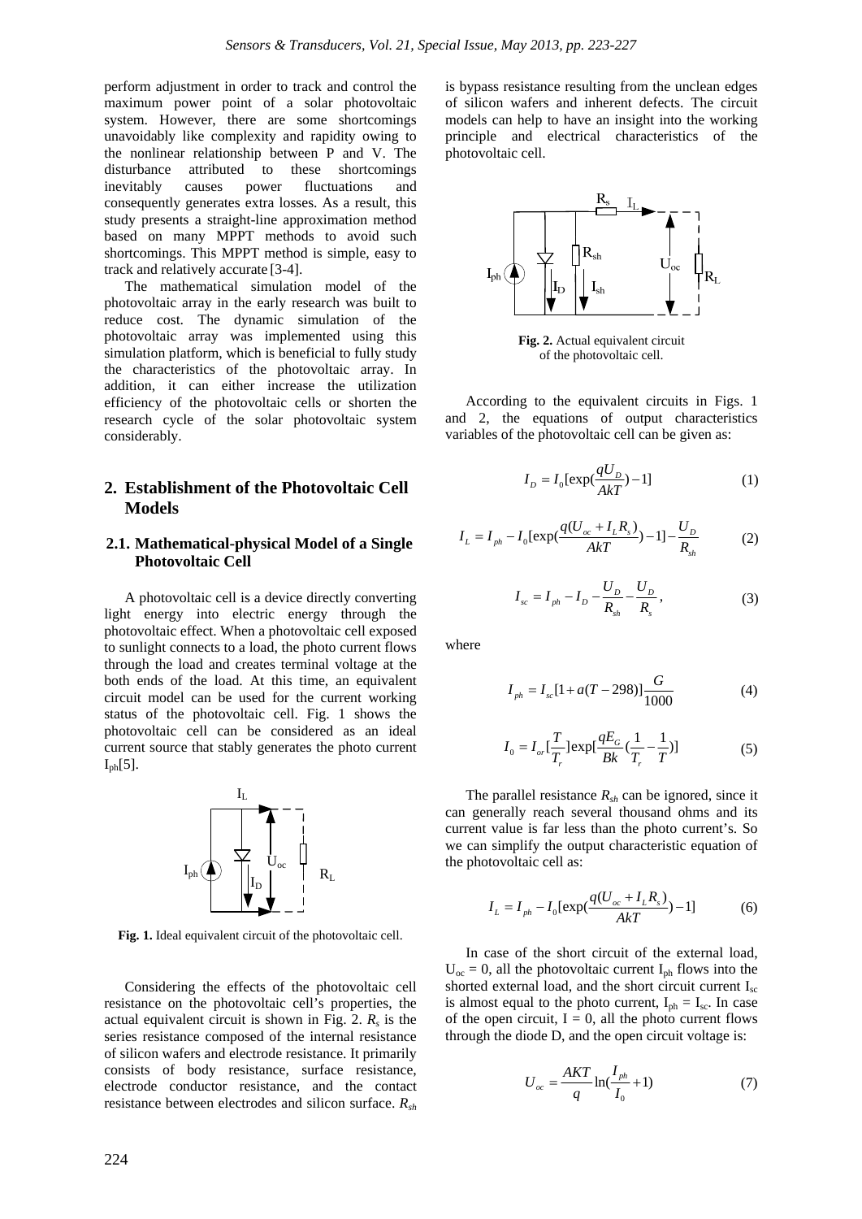perform adjustment in order to track and control the maximum power point of a solar photovoltaic system. However, there are some shortcomings unavoidably like complexity and rapidity owing to the nonlinear relationship between P and V. The disturbance attributed to these shortcomings inevitably causes power fluctuations and consequently generates extra losses. As a result, this study presents a straight-line approximation method based on many MPPT methods to avoid such shortcomings. This MPPT method is simple, easy to track and relatively accurate [3-4].

The mathematical simulation model of the photovoltaic array in the early research was built to reduce cost. The dynamic simulation of the photovoltaic array was implemented using this simulation platform, which is beneficial to fully study the characteristics of the photovoltaic array. In addition, it can either increase the utilization efficiency of the photovoltaic cells or shorten the research cycle of the solar photovoltaic system considerably.

## 2. Establishment of the Photovoltaic Cell Models

### 2.1. Mathematical-physical Model of a Single Photovoltaic Cell

A photovoltaic cell is a device directly converting light energy into electric energy through the photovoltaic effect. When a photovoltaic cell exposed to sunlight connects to a load, the photo current flows through the load and creates terminal voltage at the both ends of the load. At this time, an equivalent circuit model can be used for the current working status of the photovoltaic cell. Fig. 1 shows the photovoltaic cell can be considered as an ideal current source that stably generates the photo current $I_{ph}$[5].

**Fig. 1.** Ideal equivalent circuit of the photovoltaic cell.

Considering the effects of the photovoltaic cell resistance on the photovoltaic cell's properties, the actual equivalent circuit is shown in Fig. 2. $R_s$ is the series resistance composed of the internal resistance of silicon wafers and electrode resistance. It primarily consists of body resistance, surface resistance, electrode conductor resistance, and the contact resistance between electrodes and silicon surface. $R_{sh}$ is bypass resistance resulting from the unclean edges of silicon wafers and inherent defects. The circuit models can help to have an insight into the working principle and electrical characteristics of the photovoltaic cell.

**Fig. 2.** Actual equivalent circuit of the photovoltaic cell.

According to the equivalent circuits in Figs. 1 and 2, the equations of output characteristics variables of the photovoltaic cell can be given as:

$$I_D = I_0[\exp(\frac{qU_D}{AkT}) - 1] \tag{1}$$

$$I_L = I_{ph} - I_0[\exp(\frac{q(U_{oc} + I_L R_s)}{AkT}) - 1] - \frac{U_D}{R_{sh}} \tag{2}$$

$$I_{sc} = I_{ph} - I_D - \frac{U_D}{R_{sh}} - \frac{U_D}{R_s}, \tag{3}$$

where

$$I_{ph} = I_{sc}[1 + a(T - 298)]\frac{G}{1000} \tag{4}$$

$$I_0 = I_{or}[\frac{T}{T_r}]\exp[\frac{qE_G}{Bk}(\frac{1}{T_r} - \frac{1}{T})] \tag{5}$$

The parallel resistance $R_{sh}$ can be ignored, since it can generally reach several thousand ohms and its current value is far less than the photo current's. So we can simplify the output characteristic equation of the photovoltaic cell as:

$$I_L = I_{ph} - I_0[\exp(\frac{q(U_{oc} + I_L R_s)}{AkT}) - 1] \tag{6}$$

In case of the short circuit of the external load, $U_{oc} = 0$, all the photovoltaic current $I_{ph}$ flows into the shorted external load, and the short circuit current $I_{sc}$ is almost equal to the photo current, $I_{ph} = I_{sc}$. In case of the open circuit, $I = 0$, all the photo current flows through the diode D, and the open circuit voltage is:

$$U_{oc} = \frac{AKT}{q}\ln(\frac{I_{ph}}{I_0} + 1) \tag{7}$$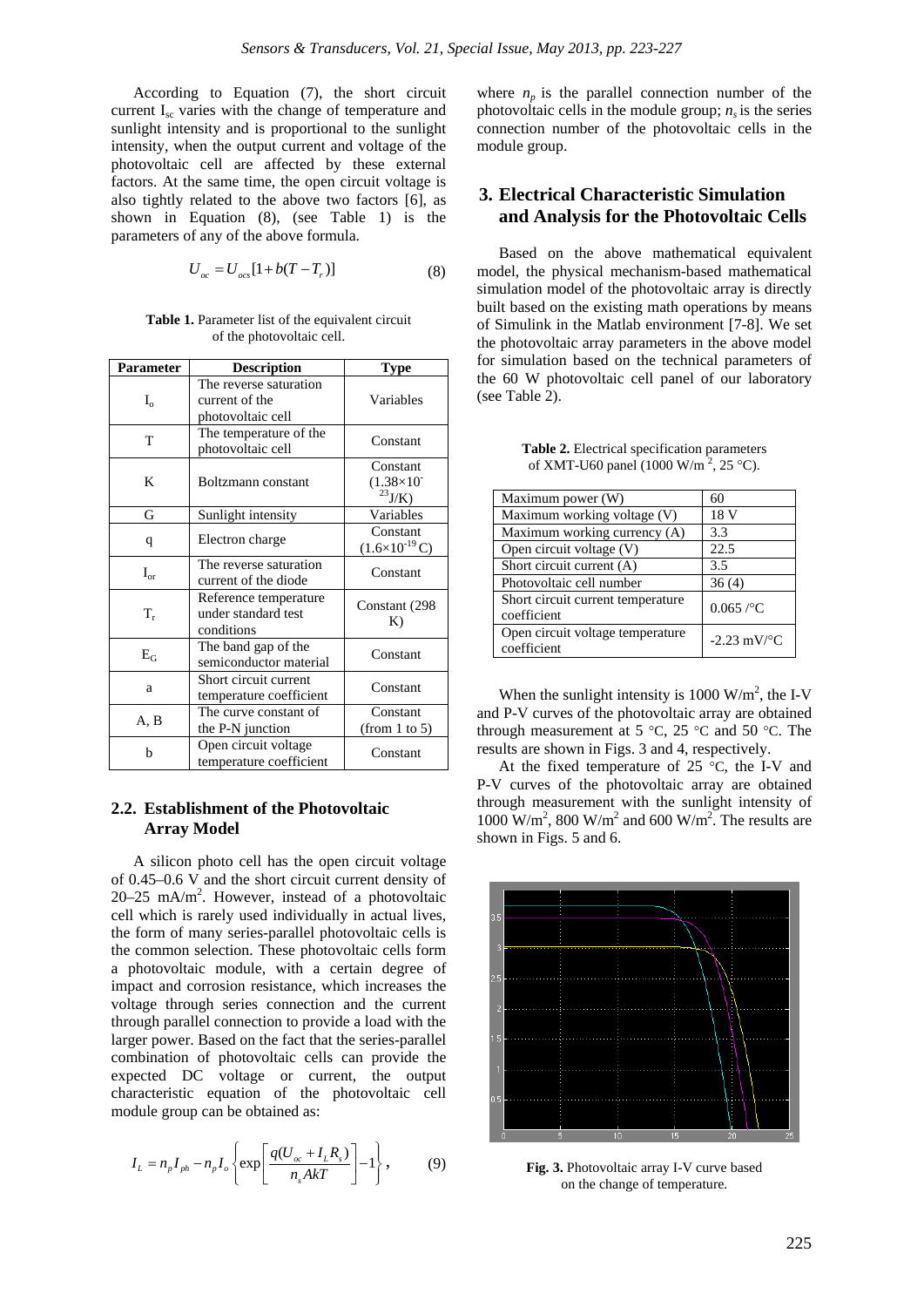According to Equation (7), the short circuit current $I_{sc}$ varies with the change of temperature and sunlight intensity and is proportional to the sunlight intensity, when the output current and voltage of the photovoltaic cell are affected by these external factors. At the same time, the open circuit voltage is also tightly related to the above two factors [6], as shown in Equation (8), (see Table 1) is the parameters of any of the above formula.

$$U_{oc} = U_{ocs}[1 + b(T - T_r)] \tag{8}$$

**Table 1.** Parameter list of the equivalent circuit of the photovoltaic cell.

| Parameter | Description | Type |
|---|---|---|
| $I_o$ | The reverse saturation current of the photovoltaic cell | Variables |
| T | The temperature of the photovoltaic cell | Constant |
| K | Boltzmann constant | Constant ($1.38\times10^{-23}$J/K) |
| G | Sunlight intensity | Variables |
| q | Electron charge | Constant ($1.6\times10^{-19}$C) |
| $I_{or}$ | The reverse saturation current of the diode | Constant |
| $T_r$ | Reference temperature under standard test conditions | Constant (298 K) |
| $E_G$ | The band gap of the semiconductor material | Constant |
| a | Short circuit current temperature coefficient | Constant |
| A, B | The curve constant of the P-N junction | Constant (from 1 to 5) |
| b | Open circuit voltage temperature coefficient | Constant |

### 2.2. Establishment of the Photovoltaic Array Model

A silicon photo cell has the open circuit voltage of 0.45–0.6 V and the short circuit current density of 20–25 mA/m$^2$. However, instead of a photovoltaic cell which is rarely used individually in actual lives, the form of many series-parallel photovoltaic cells is the common selection. These photovoltaic cells form a photovoltaic module, with a certain degree of impact and corrosion resistance, which increases the voltage through series connection and the current through parallel connection to provide a load with the larger power. Based on the fact that the series-parallel combination of photovoltaic cells can provide the expected DC voltage or current, the output characteristic equation of the photovoltaic cell module group can be obtained as:

$$I_L = n_p I_{ph} - n_p I_o \left\{ \exp\left[ \frac{q(U_{oc} + I_L R_s)}{n_s AkT} \right] - 1 \right\}, \tag{9}$$

where $n_p$ is the parallel connection number of the photovoltaic cells in the module group; $n_s$ is the series connection number of the photovoltaic cells in the module group.

## 3. Electrical Characteristic Simulation and Analysis for the Photovoltaic Cells

Based on the above mathematical equivalent model, the physical mechanism-based mathematical simulation model of the photovoltaic array is directly built based on the existing math operations by means of Simulink in the Matlab environment [7-8]. We set the photovoltaic array parameters in the above model for simulation based on the technical parameters of the 60 W photovoltaic cell panel of our laboratory (see Table 2).

**Table 2.** Electrical specification parameters of XMT-U60 panel (1000 W/m$^2$, 25 °C).

| Parameter | Value |
|---|---|
| Maximum power (W) | 60 |
| Maximum working voltage (V) | 18 V |
| Maximum working currency (A) | 3.3 |
| Open circuit voltage (V) | 22.5 |
| Short circuit current (A) | 3.5 |
| Photovoltaic cell number | 36 (4) |
| Short circuit current temperature coefficient | 0.065 /°C |
| Open circuit voltage temperature coefficient | -2.23 mV/°C |

When the sunlight intensity is 1000 W/m$^2$, the I-V and P-V curves of the photovoltaic array are obtained through measurement at 5 °C, 25 °C and 50 °C. The results are shown in Figs. 3 and 4, respectively.

At the fixed temperature of 25 °C, the I-V and P-V curves of the photovoltaic array are obtained through measurement with the sunlight intensity of 1000 W/m$^2$, 800 W/m$^2$ and 600 W/m$^2$. The results are shown in Figs. 5 and 6.

**Fig. 3.** Photovoltaic array I-V curve based on the change of temperature.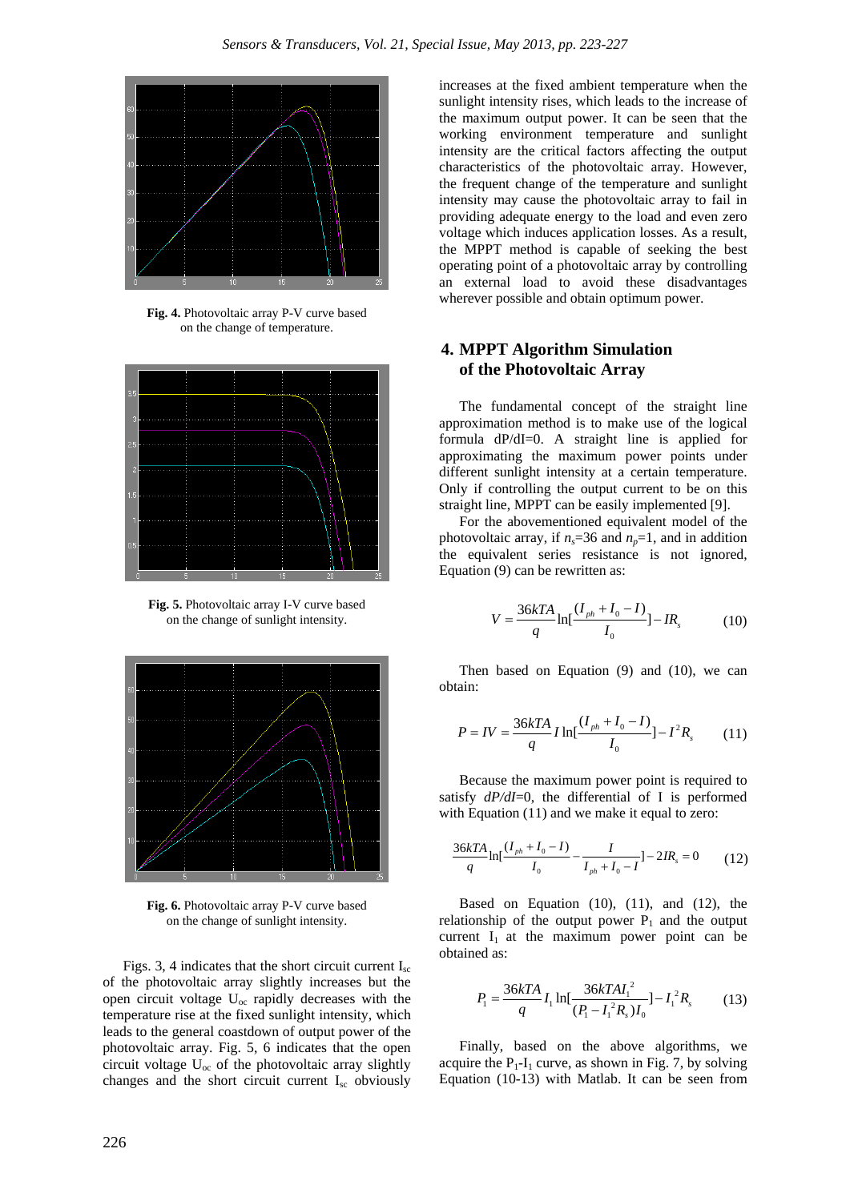Fig. 4. Photovoltaic array P-V curve based on the change of temperature.

Fig. 5. Photovoltaic array I-V curve based on the change of sunlight intensity.

Fig. 6. Photovoltaic array P-V curve based on the change of sunlight intensity.

Figs. 3, 4 indicates that the short circuit current $I_{sc}$ of the photovoltaic array slightly increases but the open circuit voltage $U_{oc}$ rapidly decreases with the temperature rise at the fixed sunlight intensity, which leads to the general coastdown of output power of the photovoltaic array. Fig. 5, 6 indicates that the open circuit voltage $U_{oc}$ of the photovoltaic array slightly changes and the short circuit current $I_{sc}$ obviously increases at the fixed ambient temperature when the sunlight intensity rises, which leads to the increase of the maximum output power. It can be seen that the working environment temperature and sunlight intensity are the critical factors affecting the output characteristics of the photovoltaic array. However, the frequent change of the temperature and sunlight intensity may cause the photovoltaic array to fail in providing adequate energy to the load and even zero voltage which induces application losses. As a result, the MPPT method is capable of seeking the best operating point of a photovoltaic array by controlling an external load to avoid these disadvantages wherever possible and obtain optimum power.

## 4. MPPT Algorithm Simulation of the Photovoltaic Array

The fundamental concept of the straight line approximation method is to make use of the logical formula dP/dI=0. A straight line is applied for approximating the maximum power points under different sunlight intensity at a certain temperature. Only if controlling the output current to be on this straight line, MPPT can be easily implemented [9].

For the abovementioned equivalent model of the photovoltaic array, if $n_s$=36 and $n_p$=1, and in addition the equivalent series resistance is not ignored, Equation (9) can be rewritten as:

$$V = \frac{36kTA}{q}\ln[\frac{(I_{ph}+I_0-I)}{I_0}] - IR_s \qquad (10)$$

Then based on Equation (9) and (10), we can obtain:

$$P = IV = \frac{36kTA}{q}I\ln[\frac{(I_{ph}+I_0-I)}{I_0}] - I^2R_s \qquad (11)$$

Because the maximum power point is required to satisfy *dP/dI*=0, the differential of I is performed with Equation (11) and we make it equal to zero:

$$\frac{36kTA}{q}\ln[\frac{(I_{ph}+I_0-I)}{I_0} - \frac{I}{I_{ph}+I_0-I}] - 2IR_s = 0 \qquad (12)$$

Based on Equation (10), (11), and (12), the relationship of the output power $P_1$ and the output current $I_1$ at the maximum power point can be obtained as:

$$P_1 = \frac{36kTA}{q}I_1\ln[\frac{36kTAI_1^2}{(P_1-I_1^2R_s)I_0}] - I_1^2R_s \qquad (13)$$

Finally, based on the above algorithms, we acquire the $P_1$-$I_1$ curve, as shown in Fig. 7, by solving Equation (10-13) with Matlab. It can be seen from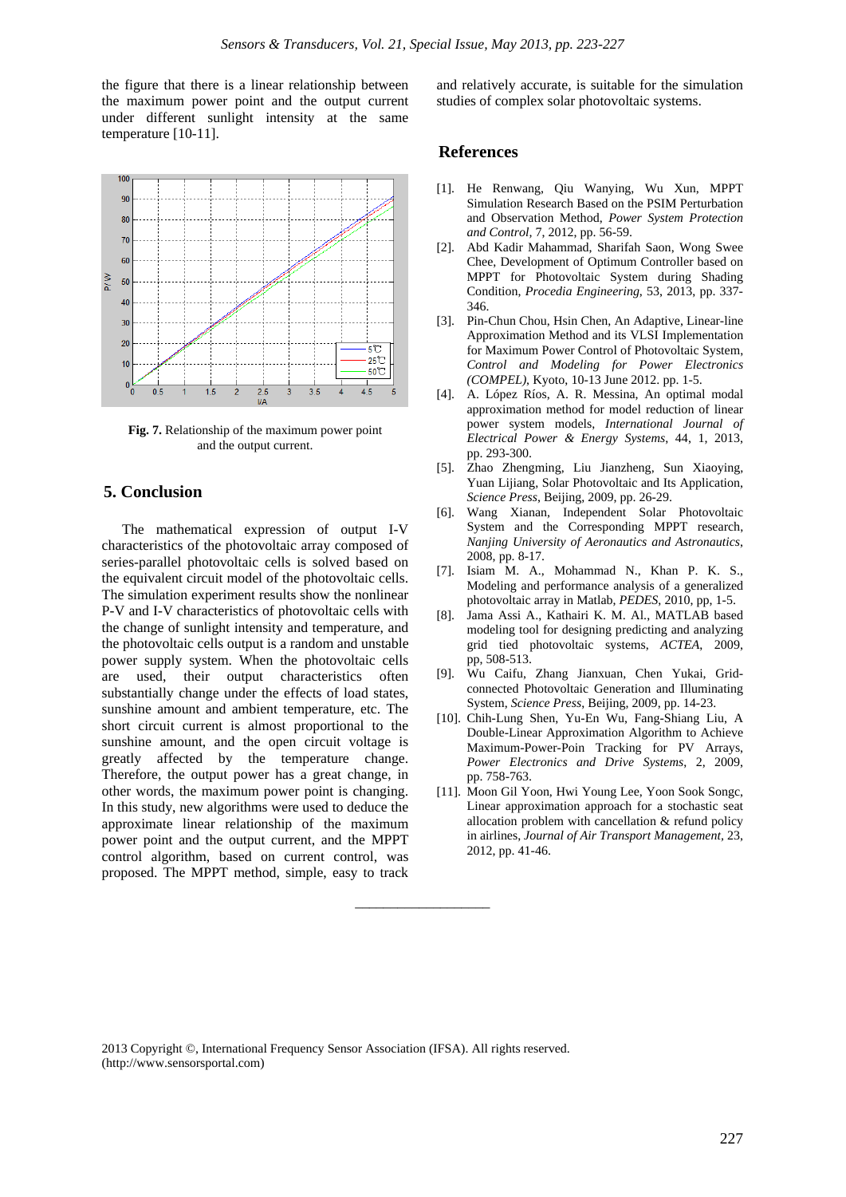the figure that there is a linear relationship between the maximum power point and the output current under different sunlight intensity at the same temperature [10-11].

100
90
80
70
60
50
40
30
20
10
0
P/W
0 0.5 1 1.5 2 2.5 3 3.5 4 4.5 5
I/A
5℃
25℃
50℃

**Fig. 7.** Relationship of the maximum power point and the output current.

## 5. Conclusion

The mathematical expression of output I-V characteristics of the photovoltaic array composed of series-parallel photovoltaic cells is solved based on the equivalent circuit model of the photovoltaic cells. The simulation experiment results show the nonlinear P-V and I-V characteristics of photovoltaic cells with the change of sunlight intensity and temperature, and the photovoltaic cells output is a random and unstable power supply system. When the photovoltaic cells are used, their output characteristics often substantially change under the effects of load states, sunshine amount and ambient temperature, etc. The short circuit current is almost proportional to the sunshine amount, and the open circuit voltage is greatly affected by the temperature change. Therefore, the output power has a great change, in other words, the maximum power point is changing. In this study, new algorithms were used to deduce the approximate linear relationship of the maximum power point and the output current, and the MPPT control algorithm, based on current control, was proposed. The MPPT method, simple, easy to track and relatively accurate, is suitable for the simulation studies of complex solar photovoltaic systems.

## References

[1]. He Renwang, Qiu Wanying, Wu Xun, MPPT Simulation Research Based on the PSIM Perturbation and Observation Method, *Power System Protection and Control*, 7, 2012, pp. 56-59.

[2]. Abd Kadir Mahammad, Sharifah Saon, Wong Swee Chee, Development of Optimum Controller based on MPPT for Photovoltaic System during Shading Condition, *Procedia Engineering*, 53, 2013, pp. 337-346.

[3]. Pin-Chun Chou, Hsin Chen, An Adaptive, Linear-line Approximation Method and its VLSI Implementation for Maximum Power Control of Photovoltaic System, *Control and Modeling for Power Electronics (COMPEL)*, Kyoto, 10-13 June 2012. pp. 1-5.

[4]. A. López Ríos, A. R. Messina, An optimal modal approximation method for model reduction of linear power system models, *International Journal of Electrical Power & Energy Systems*, 44, 1, 2013, pp. 293-300.

[5]. Zhao Zhengming, Liu Jianzheng, Sun Xiaoying, Yuan Lijiang, Solar Photovoltaic and Its Application, *Science Press*, Beijing, 2009, pp. 26-29.

[6]. Wang Xianan, Independent Solar Photovoltaic System and the Corresponding MPPT research, *Nanjing University of Aeronautics and Astronautics*, 2008, pp. 8-17.

[7]. Isiam M. A., Mohammad N., Khan P. K. S., Modeling and performance analysis of a generalized photovoltaic array in Matlab, *PEDES*, 2010, pp, 1-5.

[8]. Jama Assi A., Kathairi K. M. Al., MATLAB based modeling tool for designing predicting and analyzing grid tied photovoltaic systems, *ACTEA*, 2009, pp, 508-513.

[9]. Wu Caifu, Zhang Jianxuan, Chen Yukai, Grid-connected Photovoltaic Generation and Illuminating System, *Science Press*, Beijing, 2009, pp. 14-23.

[10]. Chih-Lung Shen, Yu-En Wu, Fang-Shiang Liu, A Double-Linear Approximation Algorithm to Achieve Maximum-Power-Poin Tracking for PV Arrays, *Power Electronics and Drive Systems*, 2, 2009, pp. 758-763.

[11]. Moon Gil Yoon, Hwi Young Lee, Yoon Sook Songc, Linear approximation approach for a stochastic seat allocation problem with cancellation & refund policy in airlines, *Journal of Air Transport Management*, 23, 2012, pp. 41-46.

2013 Copyright ©, International Frequency Sensor Association (IFSA). All rights reserved. (http://www.sensorsportal.com)